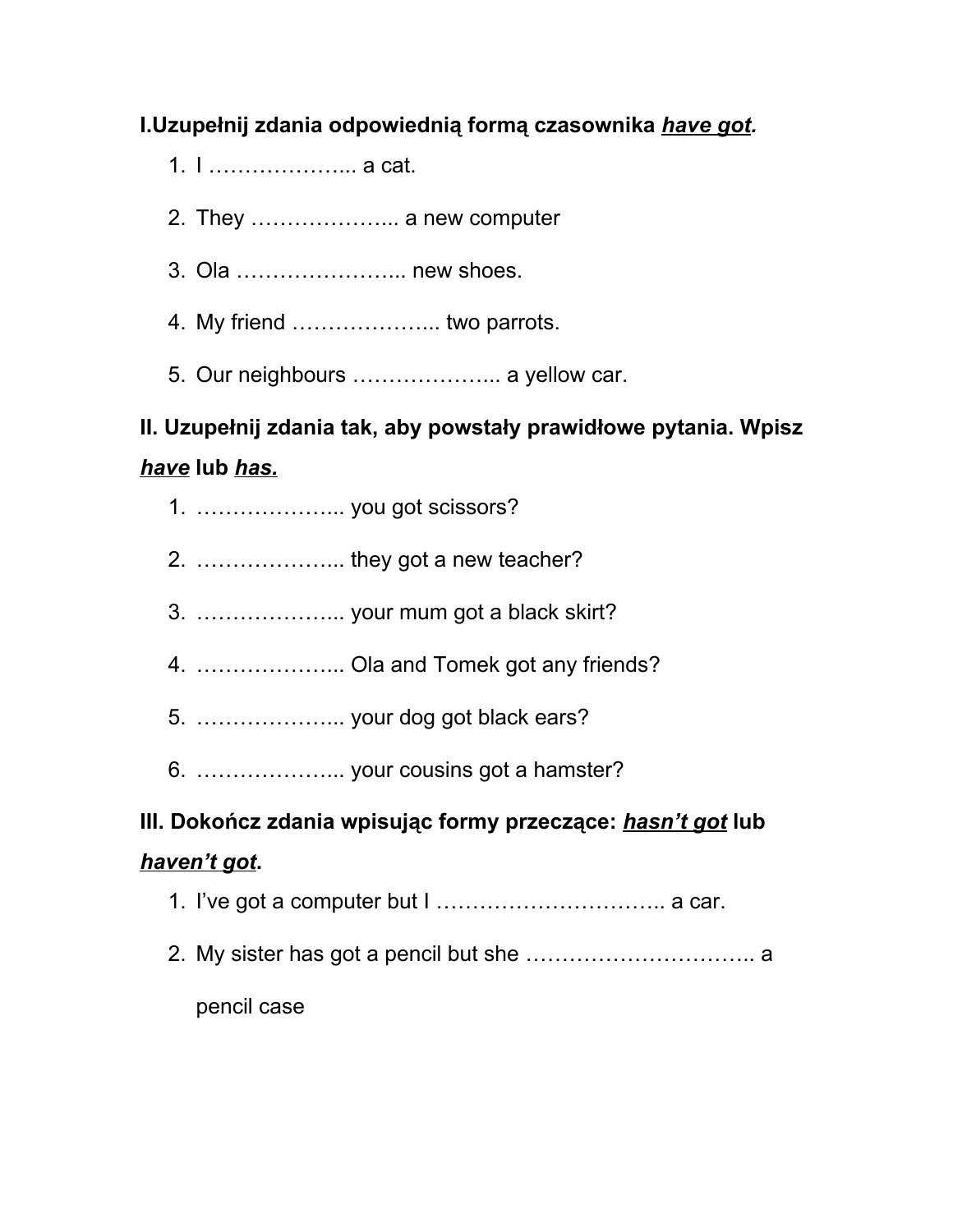**I.Uzupełnij zdania odpowiednią formą czasownika *have got*.**

1. I ……………….. a cat.
2. They ……………….. a new computer
3. Ola ………………….. new shoes.
4. My friend ……………….. two parrots.
5. Our neighbours ……………….. a yellow car.

**II. Uzupełnij zdania tak, aby powstały prawidłowe pytania. Wpisz *have* lub *has.***

1. ……………….. you got scissors?
2. ……………….. they got a new teacher?
3. ……………….. your mum got a black skirt?
4. ……………….. Ola and Tomek got any friends?
5. ……………….. your dog got black ears?
6. ……………….. your cousins got a hamster?

**III. Dokończ zdania wpisując formy przeczące: *hasn't got* lub *haven't got*.**

1. I've got a computer but I ………………………….. a car.
2. My sister has got a pencil but she ………………………….. a pencil case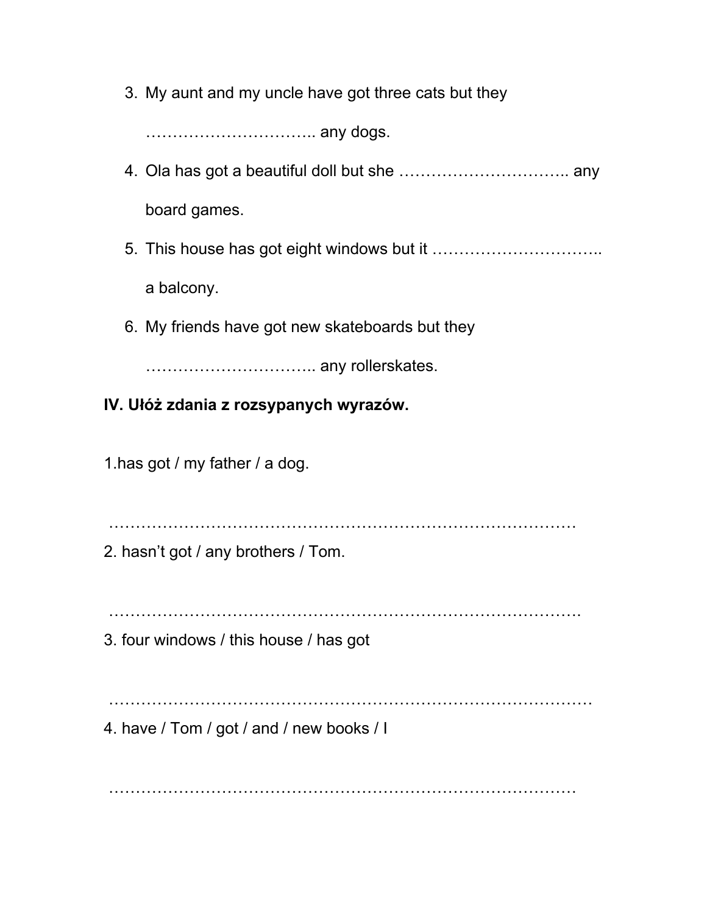3. My aunt and my uncle have got three cats but they ………………………….. any dogs.
4. Ola has got a beautiful doll but she ………………………….. any board games.
5. This house has got eight windows but it ………………………….. a balcony.
6. My friends have got new skateboards but they ………………………….. any rollerskates.

**IV. Ułóż zdania z rozsypanych wyrazów.**

1.has got / my father / a dog.

………………………………………………………………………………

2. hasn't got / any brothers / Tom.

……………………………………………………………………………….

3. four windows / this house / has got

…………………………………………………………………………………

4. have / Tom / got / and / new books / I

………………………………………………………………………………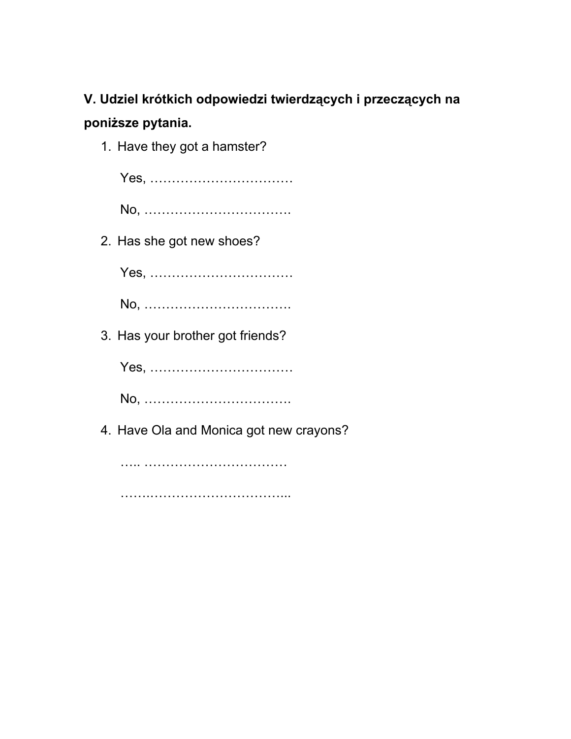**V. Udziel krótkich odpowiedzi twierdzących i przeczących na poniższe pytania.**

1. Have they got a hamster?

   Yes, ……………………………

   No, …………………………….

2. Has she got new shoes?

   Yes, ……………………………

   No, …………………………….

3. Has your brother got friends?

   Yes, ……………………………

   No, …………………………….

4. Have Ola and Monica got new crayons?

   ….. ……………………………

   …….……………………………..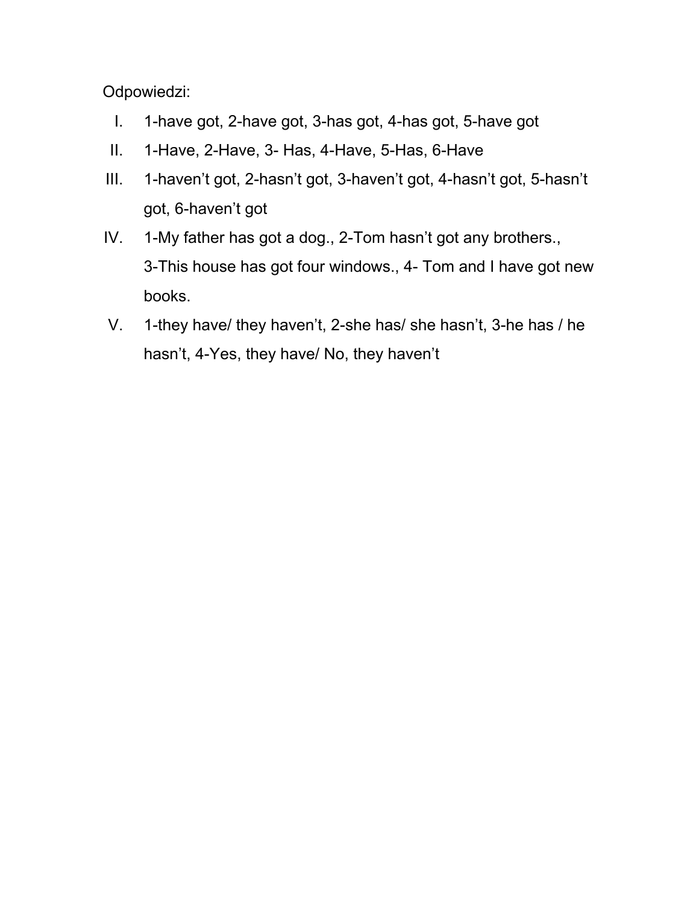Odpowiedzi:

I. 1-have got, 2-have got, 3-has got, 4-has got, 5-have got
II. 1-Have, 2-Have, 3- Has, 4-Have, 5-Has, 6-Have
III. 1-haven't got, 2-hasn't got, 3-haven't got, 4-hasn't got, 5-hasn't got, 6-haven't got
IV. 1-My father has got a dog., 2-Tom hasn't got any brothers., 3-This house has got four windows., 4- Tom and I have got new books.
V. 1-they have/ they haven't, 2-she has/ she hasn't, 3-he has / he hasn't, 4-Yes, they have/ No, they haven't